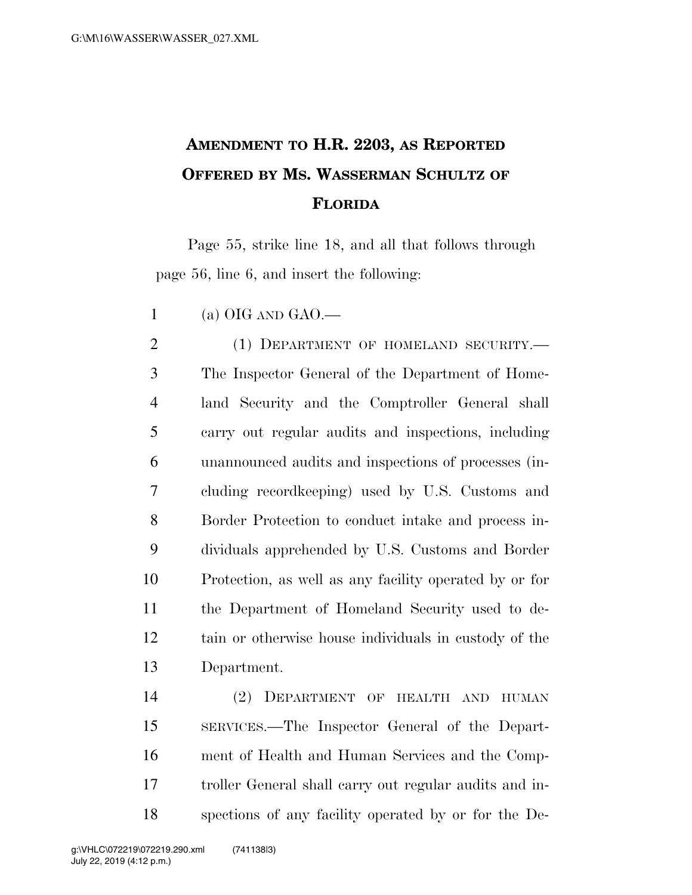# AMENDMENT TO H.R. 2203, AS REPORTED OFFERED BY MS. WASSERMAN SCHULTZ OF FLORIDA

Page 55, strike line 18, and all that follows through page 56, line 6, and insert the following:

(a) OIG AND GAO.—

(1) DEPARTMENT OF HOMELAND SECURITY.—The Inspector General of the Department of Homeland Security and the Comptroller General shall carry out regular audits and inspections, including unannounced audits and inspections of processes (including recordkeeping) used by U.S. Customs and Border Protection to conduct intake and process individuals apprehended by U.S. Customs and Border Protection, as well as any facility operated by or for the Department of Homeland Security used to detain or otherwise house individuals in custody of the Department.

(2) DEPARTMENT OF HEALTH AND HUMAN SERVICES.—The Inspector General of the Department of Health and Human Services and the Comptroller General shall carry out regular audits and inspections of any facility operated by or for the De-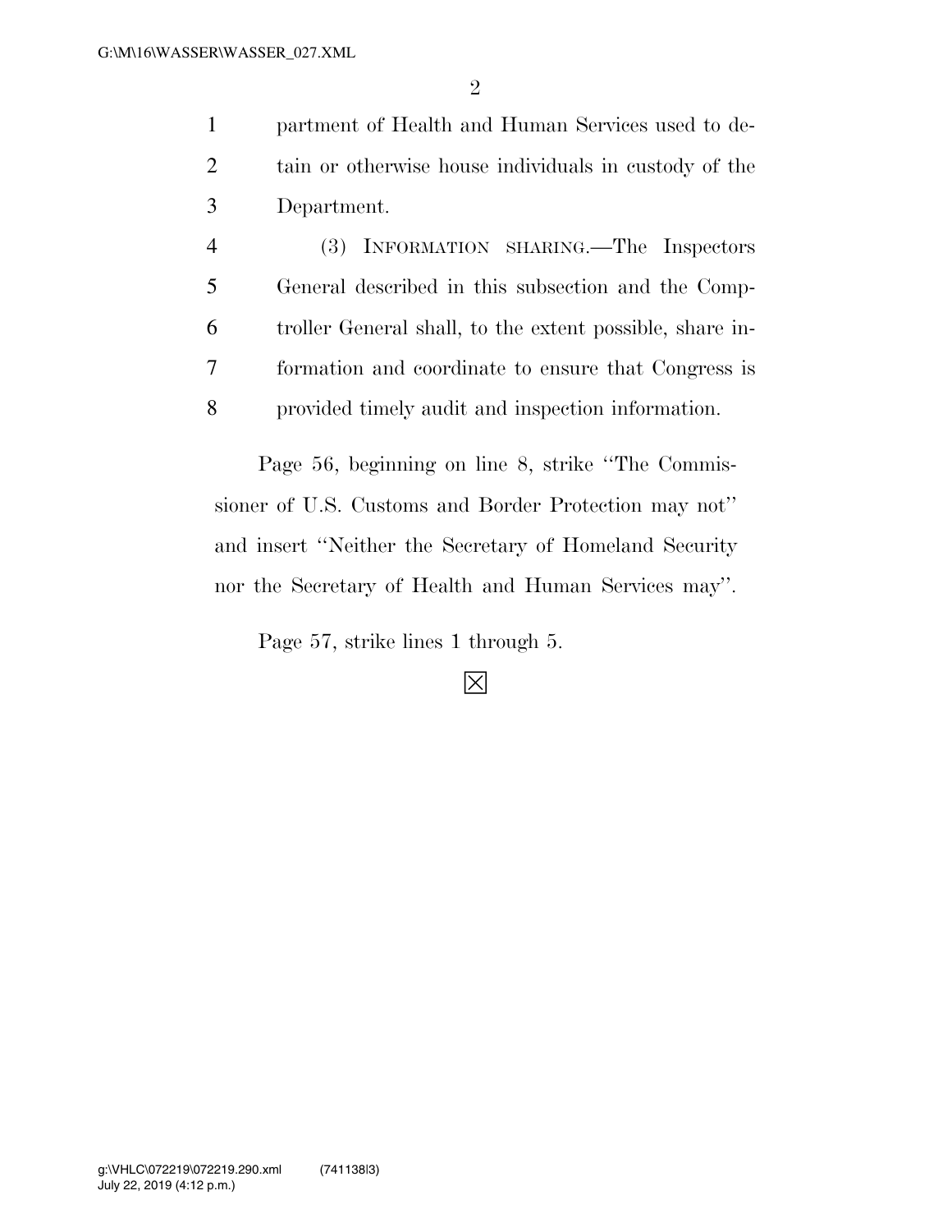partment of Health and Human Services used to detain or otherwise house individuals in custody of the Department.

(3) Information sharing.—The Inspectors General described in this subsection and the Comptroller General shall, to the extent possible, share information and coordinate to ensure that Congress is provided timely audit and inspection information.

Page 56, beginning on line 8, strike ''The Commissioner of U.S. Customs and Border Protection may not'' and insert ''Neither the Secretary of Homeland Security nor the Secretary of Health and Human Services may''.

Page 57, strike lines 1 through 5.

☒